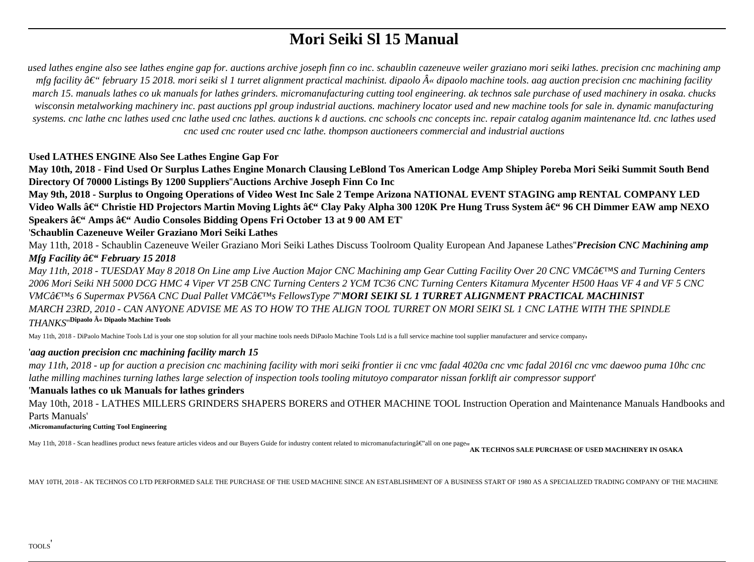# Mori Seiki Sl 15 Manual

*used lathes engine also see lathes engine gap for. auctions archive joseph finn co inc. schaublin cazeneuve weiler graziano mori seiki lathes. precision cnc machining amp mfg facility â€" february 15 2018. mori seiki sl 1 turret alignment practical machinist. dipaolo Â« dipaolo machine tools. aag auction precision cnc machining facility march 15. manuals lathes co uk manuals for lathes grinders. micromanufacturing cutting tool engineering. ak technos sale purchase of used machinery in osaka. chucks wisconsin metalworking machinery inc. past auctions ppl group industrial auctions. machinery locator used and new machine tools for sale in. dynamic manufacturing systems. cnc lathe cnc lathes used cnc lathe used cnc lathes. auctions k d auctions. cnc schools cnc concepts inc. repair catalog aganim maintenance ltd. cnc lathes used cnc used cnc router used cnc lathe. thompson auctioneers commercial and industrial auctions*

**Used LATHES ENGINE Also See Lathes Engine Gap For**

**May 10th, 2018 - Find Used Or Surplus Lathes Engine Monarch Clausing LeBlond Tos American Lodge Amp Shipley Poreba Mori Seiki Summit South Bend Directory Of 70000 Listings By 1200 Suppliers**''**Auctions Archive Joseph Finn Co Inc**

**May 9th, 2018 - Surplus to Ongoing Operations of Video West Inc Sale 2 Tempe Arizona NATIONAL EVENT STAGING amp RENTAL COMPANY LED Video Walls â€" Christie HD Projectors Martin Moving Lights â€" Clay Paky Alpha 300 120K Pre Hung Truss System â€" 96 CH Dimmer EAW amp NEXO Speakers â€" Amps â€" Audio Consoles Bidding Opens Fri October 13 at 9 00 AM ET**'

'**Schaublin Cazeneuve Weiler Graziano Mori Seiki Lathes**

May 11th, 2018 - Schaublin Cazeneuve Weiler Graziano Mori Seiki Lathes Discuss Toolroom Quality European And Japanese Lathes''***Precision CNC Machining amp Mfg Facility â€" February 15 2018***

*May 11th, 2018 - TUESDAY May 8 2018 On Line amp Live Auction Major CNC Machining amp Gear Cutting Facility Over 20 CNC VMCâ€™S and Turning Centers 2006 Mori Seiki NH 5000 DCG HMC 4 Viper VT 25B CNC Turning Centers 2 YCM TC36 CNC Turning Centers Kitamura Mycenter H500 Haas VF 4 and VF 5 CNC VMCâ€™s 6 Supermax PV56A CNC Dual Pallet VMCâ€™s FellowsType 7*''***MORI SEIKI SL 1 TURRET ALIGNMENT PRACTICAL MACHINIST***

*MARCH 23RD, 2010 - CAN ANYONE ADVISE ME AS TO HOW TO THE ALIGN TOOL TURRET ON MORI SEIKI SL 1 CNC LATHE WITH THE SPINDLE THANKS*''**Dipaolo Â« Dipaolo Machine Tools**

May 11th, 2018 - DiPaolo Machine Tools Ltd is your one stop solution for all your machine tools needs DiPaolo Machine Tools Ltd is a full service machine tool supplier manufacturer and service company'

'***aag auction precision cnc machining facility march 15***

*may 11th, 2018 - up for auction a precision cnc machining facility with mori seiki frontier ii cnc vmc fadal 4020a cnc vmc fadal 2016l cnc vmc daewoo puma 10hc cnc lathe milling machines turning lathes large selection of inspection tools tooling mitutoyo comparator nissan forklift air compressor support*'

'**Manuals lathes co uk Manuals for lathes grinders**

May 10th, 2018 - LATHES MILLERS GRINDERS SHAPERS BORERS and OTHER MACHINE TOOL Instruction Operation and Maintenance Manuals Handbooks and Parts Manuals'

'**Micromanufacturing Cutting Tool Engineering**

May 11th, 2018 - Scan headlines product news feature articles videos and our Buyers Guide for industry content related to micromanufacturingâ€"all on one page''**AK TECHNOS SALE PURCHASE OF USED MACHINERY IN OSAKA**

MAY 10TH, 2018 - AK TECHNOS CO LTD PERFORMED SALE THE PURCHASE OF THE USED MACHINE SINCE AN ESTABLISHMENT OF A BUSINESS START OF 1980 AS A SPECIALIZED TRADING COMPANY OF THE MACHINE TOOLS'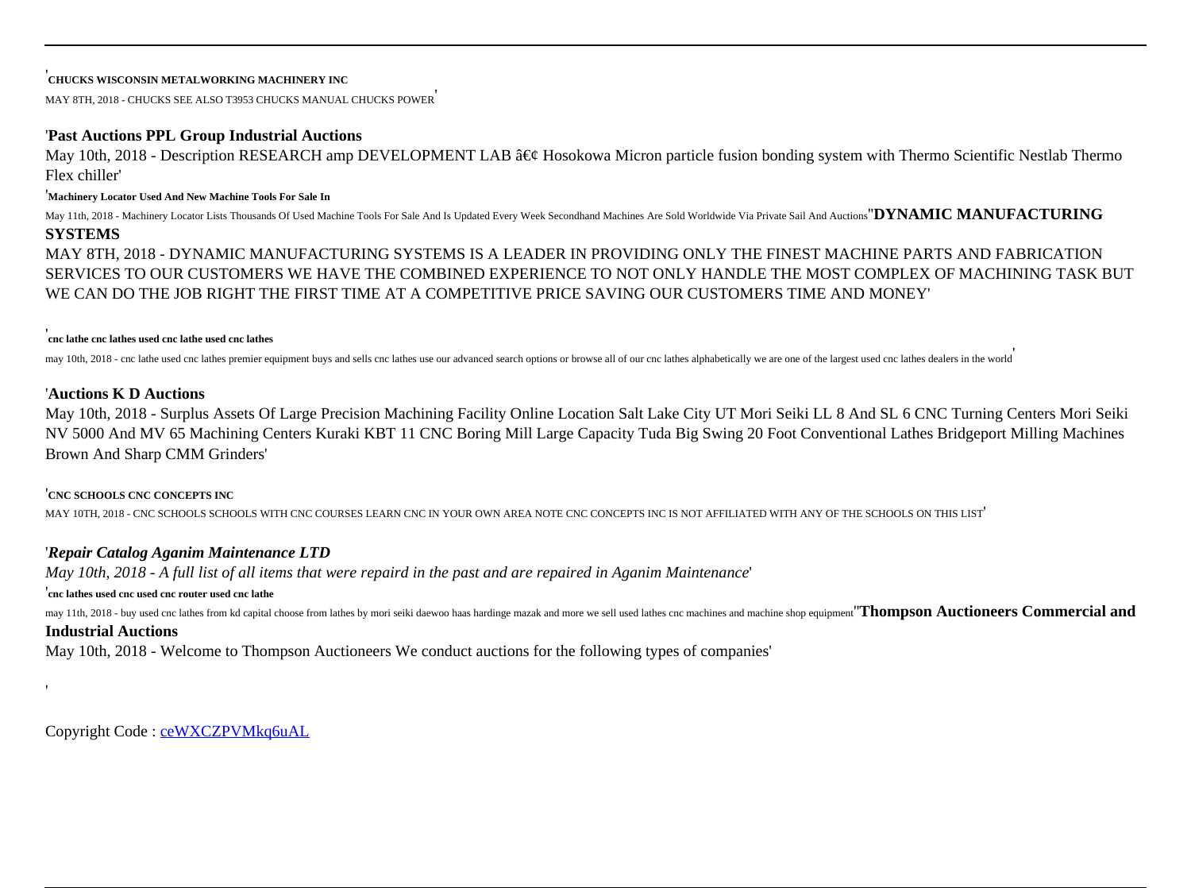'**CHUCKS WISCONSIN METALWORKING MACHINERY INC**

MAY 8TH, 2018 - CHUCKS SEE ALSO T3953 CHUCKS MANUAL CHUCKS POWER'

'**Past Auctions PPL Group Industrial Auctions**

May 10th, 2018 - Description RESEARCH amp DEVELOPMENT LAB â€¢ Hosokowa Micron particle fusion bonding system with Thermo Scientific Nestlab Thermo Flex chiller'

'**Machinery Locator Used And New Machine Tools For Sale In**

May 11th, 2018 - Machinery Locator Lists Thousands Of Used Machine Tools For Sale And Is Updated Every Week Secondhand Machines Are Sold Worldwide Via Private Sail And Auctions''**DYNAMIC MANUFACTURING SYSTEMS**

MAY 8TH, 2018 - DYNAMIC MANUFACTURING SYSTEMS IS A LEADER IN PROVIDING ONLY THE FINEST MACHINE PARTS AND FABRICATION SERVICES TO OUR CUSTOMERS WE HAVE THE COMBINED EXPERIENCE TO NOT ONLY HANDLE THE MOST COMPLEX OF MACHINING TASK BUT WE CAN DO THE JOB RIGHT THE FIRST TIME AT A COMPETITIVE PRICE SAVING OUR CUSTOMERS TIME AND MONEY'

'**cnc lathe cnc lathes used cnc lathe used cnc lathes**

may 10th, 2018 - cnc lathe used cnc lathes premier equipment buys and sells cnc lathes use our advanced search options or browse all of our cnc lathes alphabetically we are one of the largest used cnc lathes dealers in the world'

'**Auctions K D Auctions**

May 10th, 2018 - Surplus Assets Of Large Precision Machining Facility Online Location Salt Lake City UT Mori Seiki LL 8 And SL 6 CNC Turning Centers Mori Seiki NV 5000 And MV 65 Machining Centers Kuraki KBT 11 CNC Boring Mill Large Capacity Tuda Big Swing 20 Foot Conventional Lathes Bridgeport Milling Machines Brown And Sharp CMM Grinders'

'**CNC SCHOOLS CNC CONCEPTS INC**

MAY 10TH, 2018 - CNC SCHOOLS SCHOOLS WITH CNC COURSES LEARN CNC IN YOUR OWN AREA NOTE CNC CONCEPTS INC IS NOT AFFILIATED WITH ANY OF THE SCHOOLS ON THIS LIST'

'***Repair Catalog Aganim Maintenance LTD***

*May 10th, 2018 - A full list of all items that were repaird in the past and are repaired in Aganim Maintenance*'

'**cnc lathes used cnc used cnc router used cnc lathe**

may 11th, 2018 - buy used cnc lathes from kd capital choose from lathes by mori seiki daewoo haas hardinge mazak and more we sell used lathes cnc machines and machine shop equipment''**Thompson Auctioneers Commercial and Industrial Auctions**

May 10th, 2018 - Welcome to Thompson Auctioneers We conduct auctions for the following types of companies'

'

Copyright Code : ceWXCZPVMkq6uAL